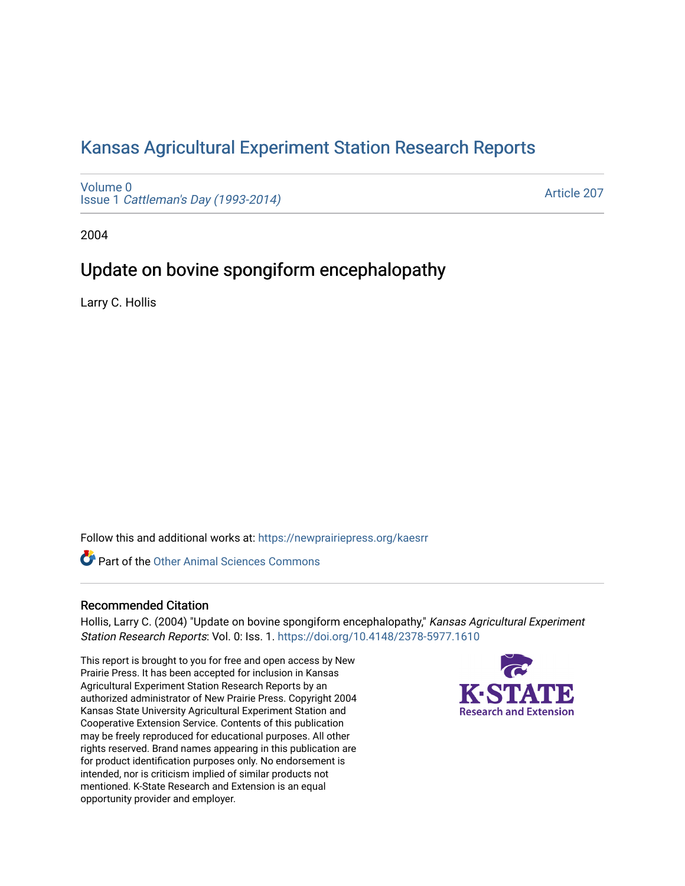# Kansas Agricultural Experiment Station Research Reports

Volume 0
Issue 1 *Cattleman's Day (1993-2014)*

Article 207

2004

## Update on bovine spongiform encephalopathy

Larry C. Hollis

Follow this and additional works at: https://newprairiepress.org/kaesrr

Part of the Other Animal Sciences Commons

### Recommended Citation

Hollis, Larry C. (2004) "Update on bovine spongiform encephalopathy," *Kansas Agricultural Experiment Station Research Reports*: Vol. 0: Iss. 1. https://doi.org/10.4148/2378-5977.1610

This report is brought to you for free and open access by New Prairie Press. It has been accepted for inclusion in Kansas Agricultural Experiment Station Research Reports by an authorized administrator of New Prairie Press. Copyright 2004 Kansas State University Agricultural Experiment Station and Cooperative Extension Service. Contents of this publication may be freely reproduced for educational purposes. All other rights reserved. Brand names appearing in this publication are for product identification purposes only. No endorsement is intended, nor is criticism implied of similar products not mentioned. K-State Research and Extension is an equal opportunity provider and employer.

K-STATE
Research and Extension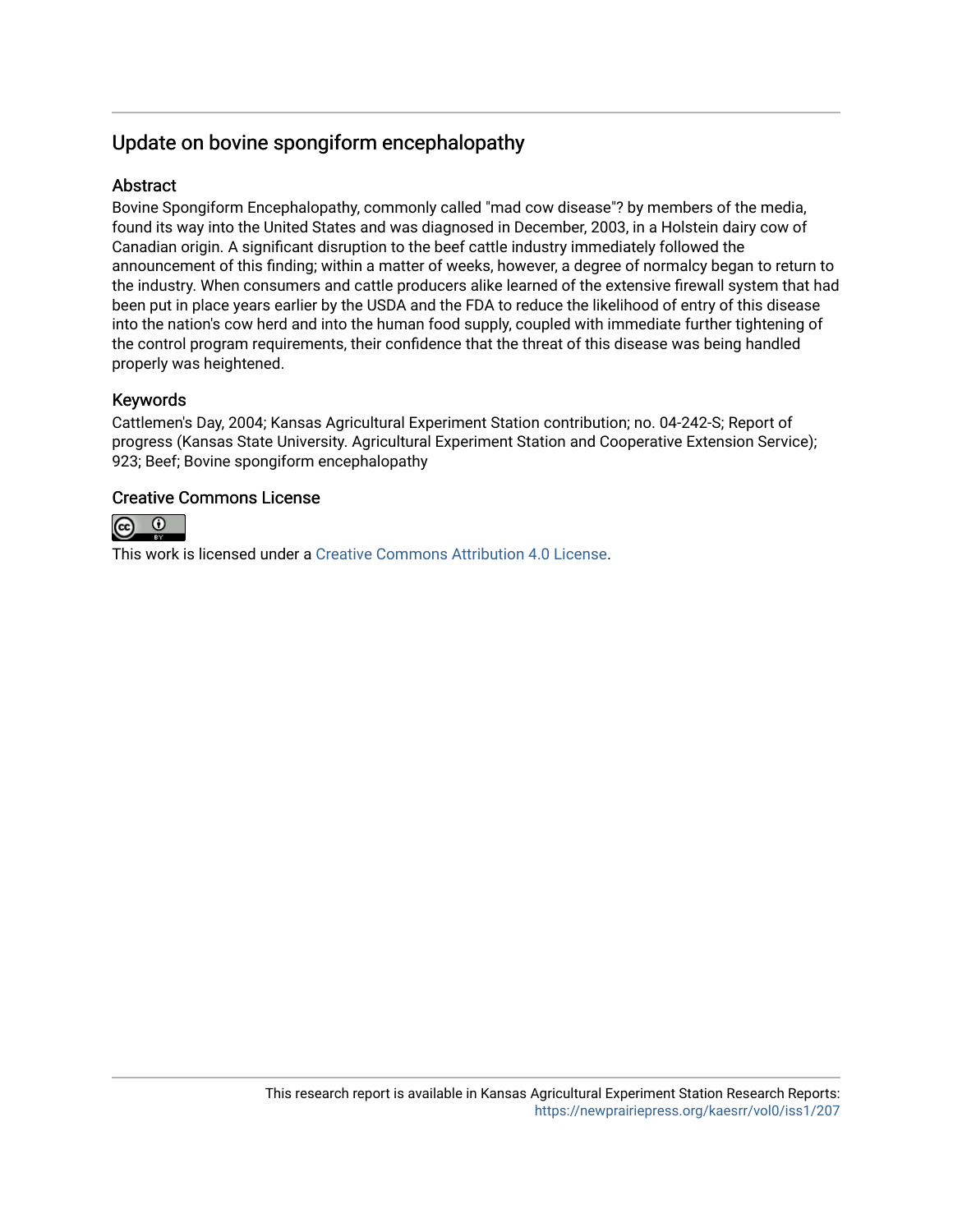## Update on bovine spongiform encephalopathy

### Abstract

Bovine Spongiform Encephalopathy, commonly called "mad cow disease"? by members of the media, found its way into the United States and was diagnosed in December, 2003, in a Holstein dairy cow of Canadian origin. A significant disruption to the beef cattle industry immediately followed the announcement of this finding; within a matter of weeks, however, a degree of normalcy began to return to the industry. When consumers and cattle producers alike learned of the extensive firewall system that had been put in place years earlier by the USDA and the FDA to reduce the likelihood of entry of this disease into the nation's cow herd and into the human food supply, coupled with immediate further tightening of the control program requirements, their confidence that the threat of this disease was being handled properly was heightened.

### Keywords

Cattlemen's Day, 2004; Kansas Agricultural Experiment Station contribution; no. 04-242-S; Report of progress (Kansas State University. Agricultural Experiment Station and Cooperative Extension Service); 923; Beef; Bovine spongiform encephalopathy

### Creative Commons License

This work is licensed under a Creative Commons Attribution 4.0 License.

This research report is available in Kansas Agricultural Experiment Station Research Reports: https://newprairiepress.org/kaesrr/vol0/iss1/207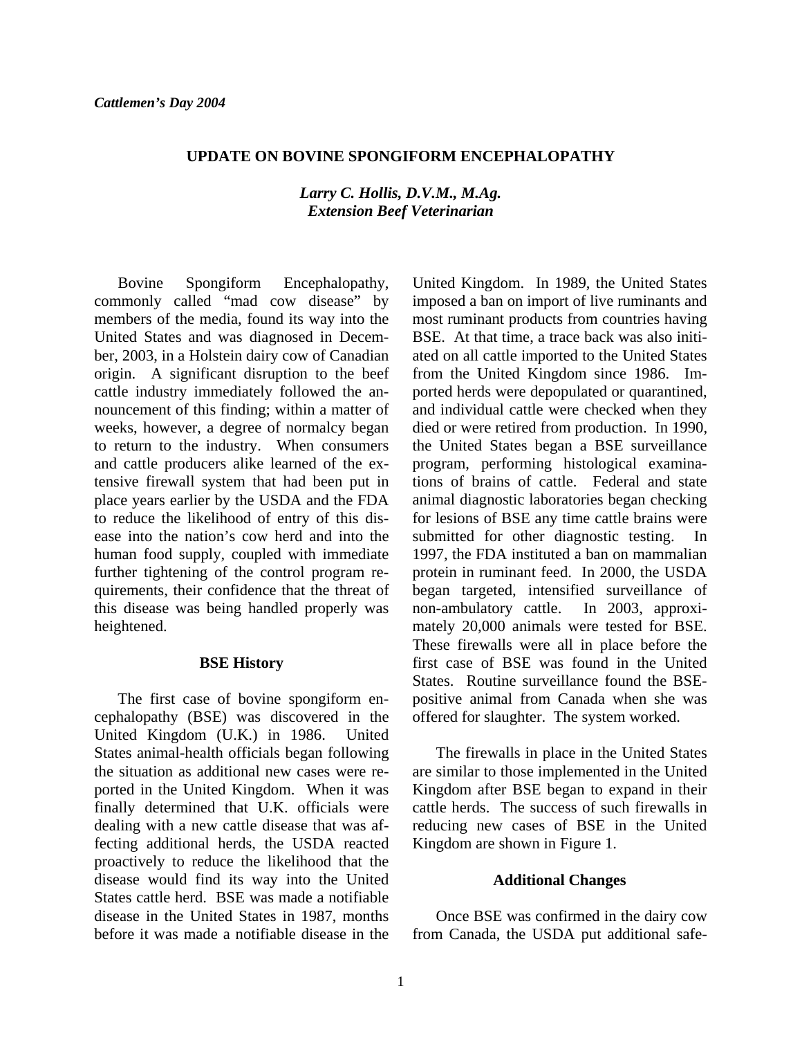*Cattlemen's Day 2004*

# UPDATE ON BOVINE SPONGIFORM ENCEPHALOPATHY

***Larry C. Hollis, D.V.M., M.Ag.***
***Extension Beef Veterinarian***

Bovine Spongiform Encephalopathy, commonly called "mad cow disease" by members of the media, found its way into the United States and was diagnosed in December, 2003, in a Holstein dairy cow of Canadian origin. A significant disruption to the beef cattle industry immediately followed the announcement of this finding; within a matter of weeks, however, a degree of normalcy began to return to the industry. When consumers and cattle producers alike learned of the extensive firewall system that had been put in place years earlier by the USDA and the FDA to reduce the likelihood of entry of this disease into the nation's cow herd and into the human food supply, coupled with immediate further tightening of the control program requirements, their confidence that the threat of this disease was being handled properly was heightened.

## BSE History

The first case of bovine spongiform encephalopathy (BSE) was discovered in the United Kingdom (U.K.) in 1986. United States animal-health officials began following the situation as additional new cases were reported in the United Kingdom. When it was finally determined that U.K. officials were dealing with a new cattle disease that was affecting additional herds, the USDA reacted proactively to reduce the likelihood that the disease would find its way into the United States cattle herd. BSE was made a notifiable disease in the United States in 1987, months before it was made a notifiable disease in the United Kingdom. In 1989, the United States imposed a ban on import of live ruminants and most ruminant products from countries having BSE. At that time, a trace back was also initiated on all cattle imported to the United States from the United Kingdom since 1986. Imported herds were depopulated or quarantined, and individual cattle were checked when they died or were retired from production. In 1990, the United States began a BSE surveillance program, performing histological examinations of brains of cattle. Federal and state animal diagnostic laboratories began checking for lesions of BSE any time cattle brains were submitted for other diagnostic testing. In 1997, the FDA instituted a ban on mammalian protein in ruminant feed. In 2000, the USDA began targeted, intensified surveillance of non-ambulatory cattle. In 2003, approximately 20,000 animals were tested for BSE. These firewalls were all in place before the first case of BSE was found in the United States. Routine surveillance found the BSE-positive animal from Canada when she was offered for slaughter. The system worked.

The firewalls in place in the United States are similar to those implemented in the United Kingdom after BSE began to expand in their cattle herds. The success of such firewalls in reducing new cases of BSE in the United Kingdom are shown in Figure 1.

## Additional Changes

Once BSE was confirmed in the dairy cow from Canada, the USDA put additional safe-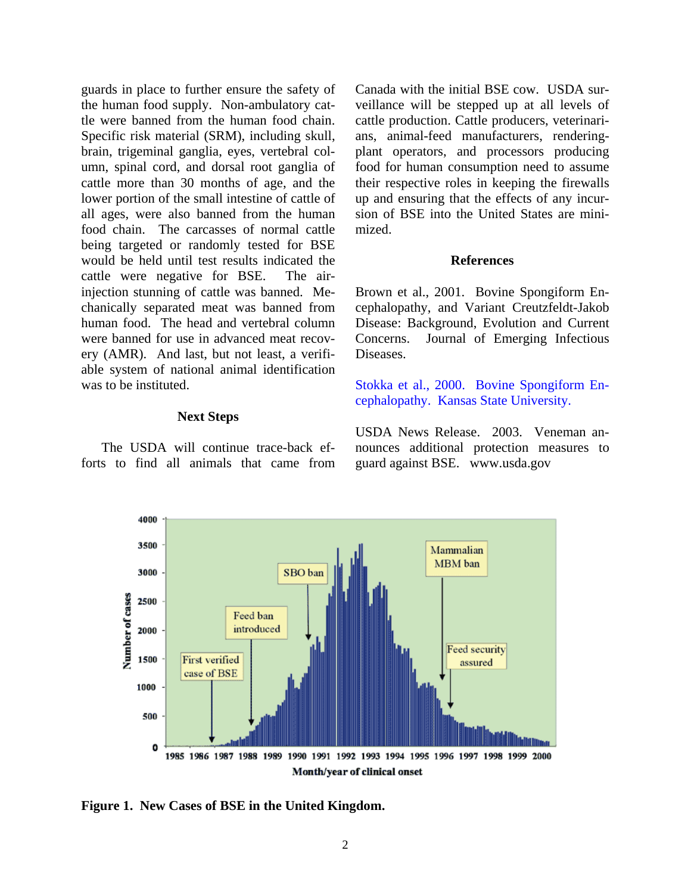guards in place to further ensure the safety of the human food supply. Non-ambulatory cattle were banned from the human food chain. Specific risk material (SRM), including skull, brain, trigeminal ganglia, eyes, vertebral column, spinal cord, and dorsal root ganglia of cattle more than 30 months of age, and the lower portion of the small intestine of cattle of all ages, were also banned from the human food chain. The carcasses of normal cattle being targeted or randomly tested for BSE would be held until test results indicated the cattle were negative for BSE. The air-injection stunning of cattle was banned. Mechanically separated meat was banned from human food. The head and vertebral column were banned for use in advanced meat recovery (AMR). And last, but not least, a verifiable system of national animal identification was to be instituted.

## Next Steps

The USDA will continue trace-back efforts to find all animals that came from Canada with the initial BSE cow. USDA surveillance will be stepped up at all levels of cattle production. Cattle producers, veterinarians, animal-feed manufacturers, rendering-plant operators, and processors producing food for human consumption need to assume their respective roles in keeping the firewalls up and ensuring that the effects of any incursion of BSE into the United States are minimized.

## References

Brown et al., 2001. Bovine Spongiform Encephalopathy, and Variant Creutzfeldt-Jakob Disease: Background, Evolution and Current Concerns. Journal of Emerging Infectious Diseases.

Stokka et al., 2000. Bovine Spongiform Encephalopathy. Kansas State University.

USDA News Release. 2003. Veneman announces additional protection measures to guard against BSE. www.usda.gov

**Figure 1. New Cases of BSE in the United Kingdom.**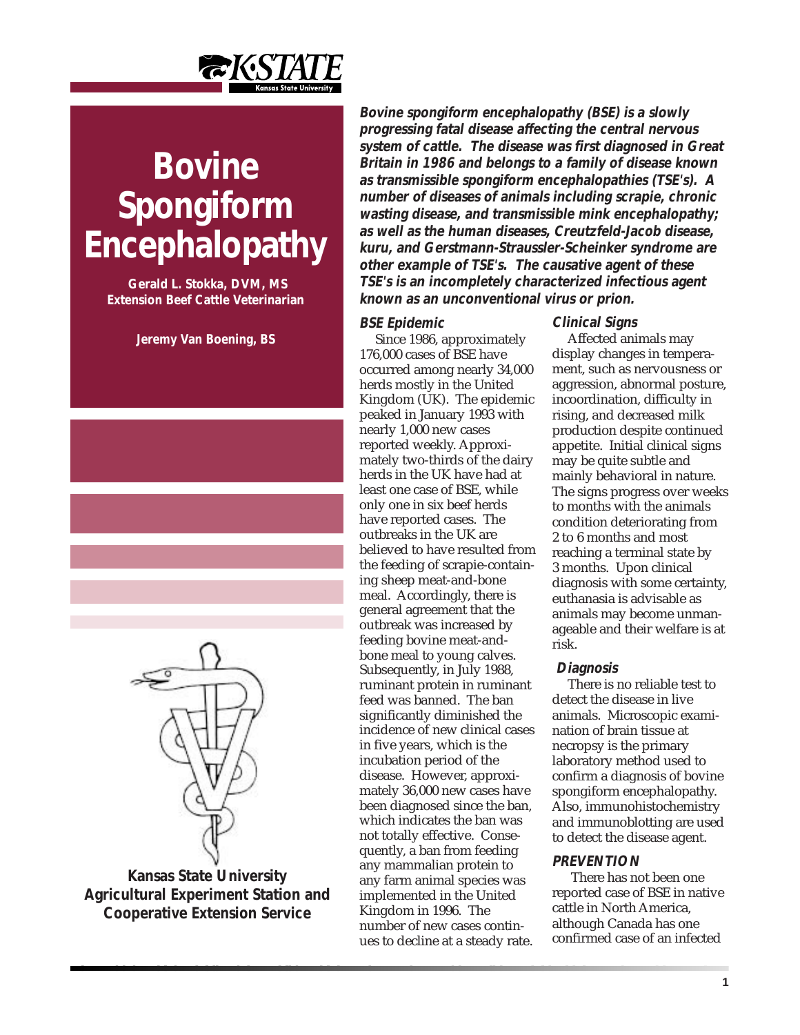# Bovine Spongiform Encephalopathy

**Gerald L. Stokka, DVM, MS**
**Extension Beef Cattle Veterinarian**

**Jeremy Van Boening, BS**

**Kansas State University Agricultural Experiment Station and Cooperative Extension Service**

***Bovine spongiform encephalopathy (BSE) is a slowly progressing fatal disease affecting the central nervous system of cattle. The disease was first diagnosed in Great Britain in 1986 and belongs to a family of disease known as transmissible spongiform encephalopathies (TSE's). A number of diseases of animals including scrapie, chronic wasting disease, and transmissible mink encephalopathy; as well as the human diseases, Creutzfeld-Jacob disease, kuru, and Gerstmann-Straussler-Scheinker syndrome are other example of TSE's. The causative agent of these TSE's is an incompletely characterized infectious agent known as an unconventional virus or prion.***

## BSE Epidemic

Since 1986, approximately 176,000 cases of BSE have occurred among nearly 34,000 herds mostly in the United Kingdom (UK). The epidemic peaked in January 1993 with nearly 1,000 new cases reported weekly. Approximately two-thirds of the dairy herds in the UK have had at least one case of BSE, while only one in six beef herds have reported cases. The outbreaks in the UK are believed to have resulted from the feeding of scrapie-containing sheep meat-and-bone meal. Accordingly, there is general agreement that the outbreak was increased by feeding bovine meat-and-bone meal to young calves. Subsequently, in July 1988, ruminant protein in ruminant feed was banned. The ban significantly diminished the incidence of new clinical cases in five years, which is the incubation period of the disease. However, approximately 36,000 new cases have been diagnosed since the ban, which indicates the ban was not totally effective. Consequently, a ban from feeding any mammalian protein to any farm animal species was implemented in the United Kingdom in 1996. The number of new cases continues to decline at a steady rate.

## Clinical Signs

Affected animals may display changes in temperament, such as nervousness or aggression, abnormal posture, incoordination, difficulty in rising, and decreased milk production despite continued appetite. Initial clinical signs may be quite subtle and mainly behavioral in nature. The signs progress over weeks to months with the animals condition deteriorating from 2 to 6 months and most reaching a terminal state by 3 months. Upon clinical diagnosis with some certainty, euthanasia is advisable as animals may become unmanageable and their welfare is at risk.

## Diagnosis

There is no reliable test to detect the disease in live animals. Microscopic examination of brain tissue at necropsy is the primary laboratory method used to confirm a diagnosis of bovine spongiform encephalopathy. Also, immunohistochemistry and immunoblotting are used to detect the disease agent.

## PREVENTION

There has not been one reported case of BSE in native cattle in North America, although Canada has one confirmed case of an infected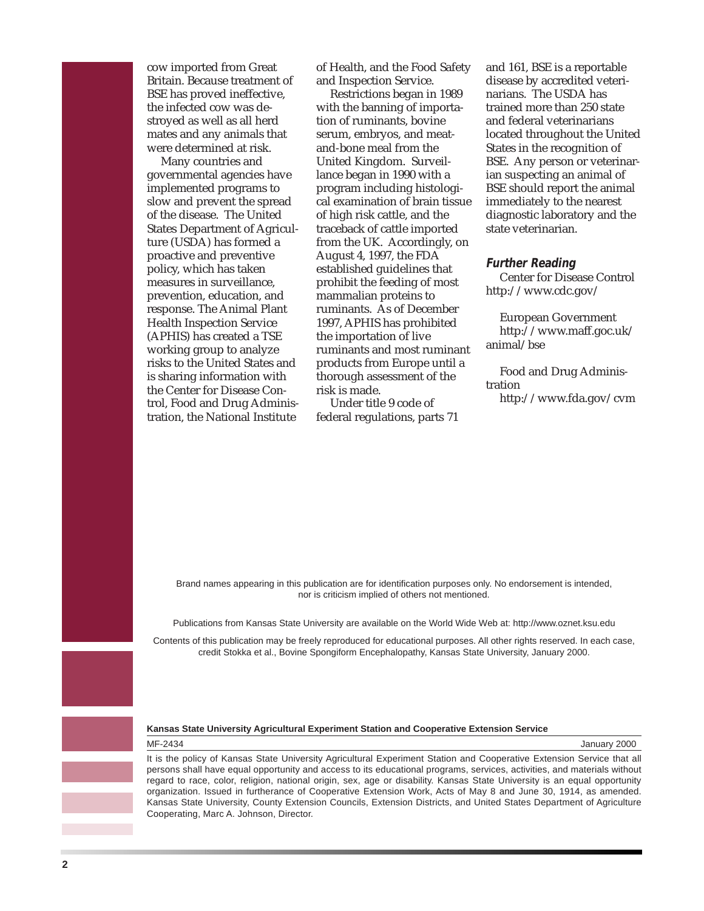cow imported from Great Britain. Because treatment of BSE has proved ineffective, the infected cow was destroyed as well as all herd mates and any animals that were determined at risk.

Many countries and governmental agencies have implemented programs to slow and prevent the spread of the disease. The United States Department of Agriculture (USDA) has formed a proactive and preventive policy, which has taken measures in surveillance, prevention, education, and response. The Animal Plant Health Inspection Service (APHIS) has created a TSE working group to analyze risks to the United States and is sharing information with the Center for Disease Control, Food and Drug Administration, the National Institute of Health, and the Food Safety and Inspection Service.

Restrictions began in 1989 with the banning of importation of ruminants, bovine serum, embryos, and meat-and-bone meal from the United Kingdom. Surveillance began in 1990 with a program including histological examination of brain tissue of high risk cattle, and the traceback of cattle imported from the UK. Accordingly, on August 4, 1997, the FDA established guidelines that prohibit the feeding of most mammalian proteins to ruminants. As of December 1997, APHIS has prohibited the importation of live ruminants and most ruminant products from Europe until a thorough assessment of the risk is made.

Under title 9 code of federal regulations, parts 71 and 161, BSE is a reportable disease by accredited veterinarians. The USDA has trained more than 250 state and federal veterinarians located throughout the United States in the recognition of BSE. Any person or veterinarian suspecting an animal of BSE should report the animal immediately to the nearest diagnostic laboratory and the state veterinarian.

## Further Reading

Center for Disease Control
http://www.cdc.gov/

European Government
http://www.maff.goc.uk/animal/bse

Food and Drug Administration
http://www.fda.gov/cvm

Brand names appearing in this publication are for identification purposes only. No endorsement is intended, nor is criticism implied of others not mentioned.

Publications from Kansas State University are available on the World Wide Web at: http://www.oznet.ksu.edu

Contents of this publication may be freely reproduced for educational purposes. All other rights reserved. In each case, credit Stokka et al., Bovine Spongiform Encephalopathy, Kansas State University, January 2000.

**Kansas State University Agricultural Experiment Station and Cooperative Extension Service**

MF-2434 January 2000

It is the policy of Kansas State University Agricultural Experiment Station and Cooperative Extension Service that all persons shall have equal opportunity and access to its educational programs, services, activities, and materials without regard to race, color, religion, national origin, sex, age or disability. Kansas State University is an equal opportunity organization. Issued in furtherance of Cooperative Extension Work, Acts of May 8 and June 30, 1914, as amended. Kansas State University, County Extension Councils, Extension Districts, and United States Department of Agriculture Cooperating, Marc A. Johnson, Director.